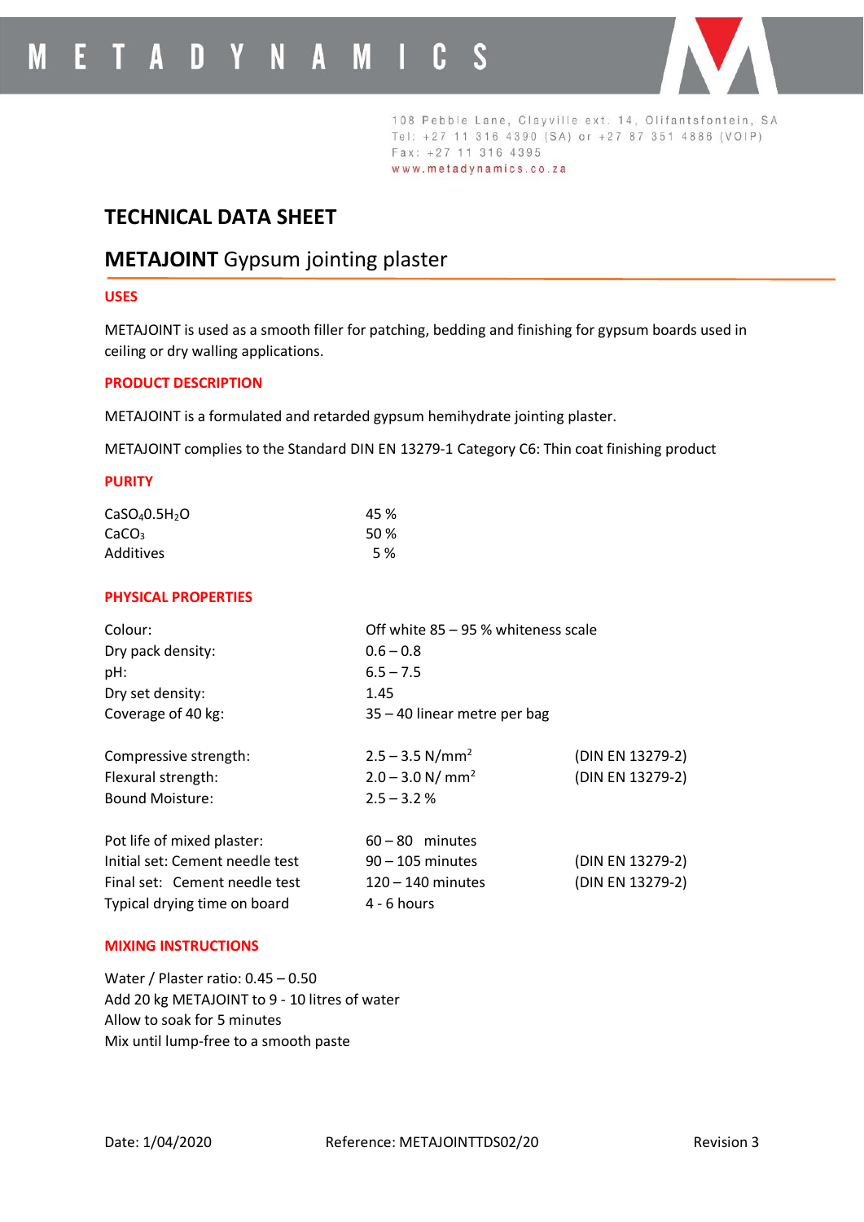# METADYNAMICS

108 Pebble Lane, Clayville ext. 14, Olifantsfontein, SA
Tel: +27 11 316 4390 (SA) or +27 87 351 4886 (VOIP)
Fax: +27 11 316 4395
www.metadynamics.co.za

## TECHNICAL DATA SHEET

## **METAJOINT** Gypsum jointing plaster

### USES

METAJOINT is used as a smooth filler for patching, bedding and finishing for gypsum boards used in ceiling or dry walling applications.

### PRODUCT DESCRIPTION

METAJOINT is a formulated and retarded gypsum hemihydrate jointing plaster.

METAJOINT complies to the Standard DIN EN 13279-1 Category C6: Thin coat finishing product

### PURITY

| | |
|---|---|
| $CaSO_4 0.5H_2O$ | 45 % |
| $CaCO_3$ | 50 % |
| Additives | 5 % |

### PHYSICAL PROPERTIES

| | | |
|---|---|---|
| Colour: | Off white 85 – 95 % whiteness scale | |
| Dry pack density: | 0.6 – 0.8 | |
| pH: | 6.5 – 7.5 | |
| Dry set density: | 1.45 | |
| Coverage of 40 kg: | 35 – 40 linear metre per bag | |
| Compressive strength: | 2.5 – 3.5 N/mm$^2$ | (DIN EN 13279-2) |
| Flexural strength: | 2.0 – 3.0 N/ mm$^2$ | (DIN EN 13279-2) |
| Bound Moisture: | 2.5 – 3.2 % | |
| Pot life of mixed plaster: | 60 – 80 minutes | |
| Initial set: Cement needle test | 90 – 105 minutes | (DIN EN 13279-2) |
| Final set: Cement needle test | 120 – 140 minutes | (DIN EN 13279-2) |
| Typical drying time on board | 4 - 6 hours | |

### MIXING INSTRUCTIONS

Water / Plaster ratio: 0.45 – 0.50
Add 20 kg METAJOINT to 9 - 10 litres of water
Allow to soak for 5 minutes
Mix until lump-free to a smooth paste

Date: 1/04/2020 Reference: METAJOINTTDS02/20 Revision 3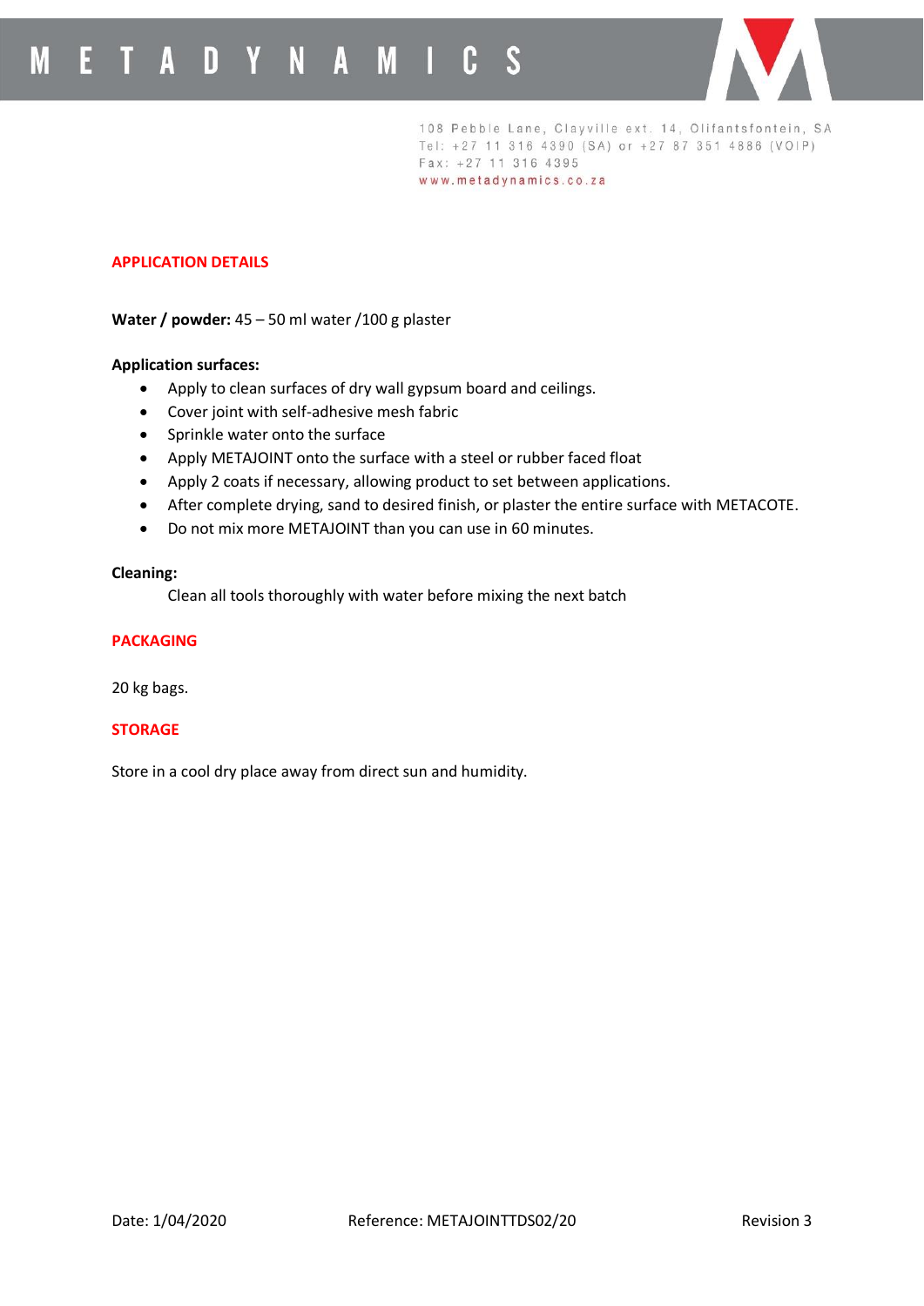## APPLICATION DETAILS

**Water / powder:** 45 – 50 ml water /100 g plaster

**Application surfaces:**

- Apply to clean surfaces of dry wall gypsum board and ceilings.
- Cover joint with self-adhesive mesh fabric
- Sprinkle water onto the surface
- Apply METAJOINT onto the surface with a steel or rubber faced float
- Apply 2 coats if necessary, allowing product to set between applications.
- After complete drying, sand to desired finish, or plaster the entire surface with METACOTE.
- Do not mix more METAJOINT than you can use in 60 minutes.

**Cleaning:**

Clean all tools thoroughly with water before mixing the next batch

## PACKAGING

20 kg bags.

## STORAGE

Store in a cool dry place away from direct sun and humidity.

Date: 1/04/2020 Reference: METAJOINTTDS02/20 Revision 3